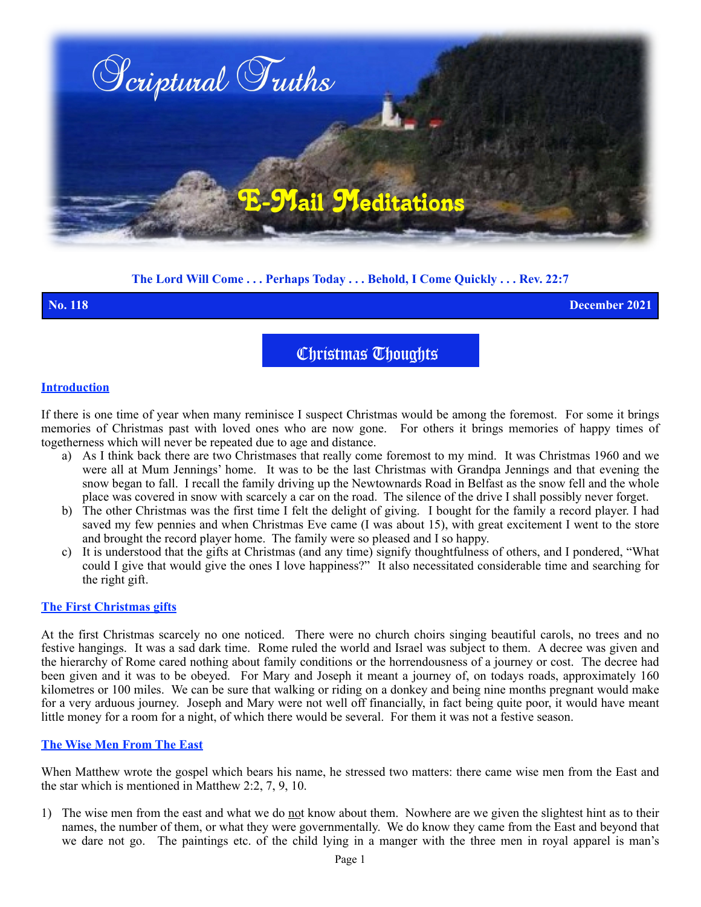# Scriptural Truths

## E-Mail Meditations

**The Lord Will Come . . . Perhaps Today . . . Behold, I Come Quickly . . . Rev. 22:7**

**No. 118** **December 2021**

# Christmas Thoughts

## Introduction

If there is one time of year when many reminisce I suspect Christmas would be among the foremost. For some it brings memories of Christmas past with loved ones who are now gone. For others it brings memories of happy times of togetherness which will never be repeated due to age and distance.

a) As I think back there are two Christmases that really come foremost to my mind. It was Christmas 1960 and we were all at Mum Jennings' home. It was to be the last Christmas with Grandpa Jennings and that evening the snow began to fall. I recall the family driving up the Newtownards Road in Belfast as the snow fell and the whole place was covered in snow with scarcely a car on the road. The silence of the drive I shall possibly never forget.

b) The other Christmas was the first time I felt the delight of giving. I bought for the family a record player. I had saved my few pennies and when Christmas Eve came (I was about 15), with great excitement I went to the store and brought the record player home. The family were so pleased and I so happy.

c) It is understood that the gifts at Christmas (and any time) signify thoughtfulness of others, and I pondered, "What could I give that would give the ones I love happiness?" It also necessitated considerable time and searching for the right gift.

## The First Christmas gifts

At the first Christmas scarcely no one noticed. There were no church choirs singing beautiful carols, no trees and no festive hangings. It was a sad dark time. Rome ruled the world and Israel was subject to them. A decree was given and the hierarchy of Rome cared nothing about family conditions or the horrendousness of a journey or cost. The decree had been given and it was to be obeyed. For Mary and Joseph it meant a journey of, on todays roads, approximately 160 kilometres or 100 miles. We can be sure that walking or riding on a donkey and being nine months pregnant would make for a very arduous journey. Joseph and Mary were not well off financially, in fact being quite poor, it would have meant little money for a room for a night, of which there would be several. For them it was not a festive season.

## The Wise Men From The East

When Matthew wrote the gospel which bears his name, he stressed two matters: there came wise men from the East and the star which is mentioned in Matthew 2:2, 7, 9, 10.

1) The wise men from the east and what we do not know about them. Nowhere are we given the slightest hint as to their names, the number of them, or what they were governmentally. We do know they came from the East and beyond that we dare not go. The paintings etc. of the child lying in a manger with the three men in royal apparel is man's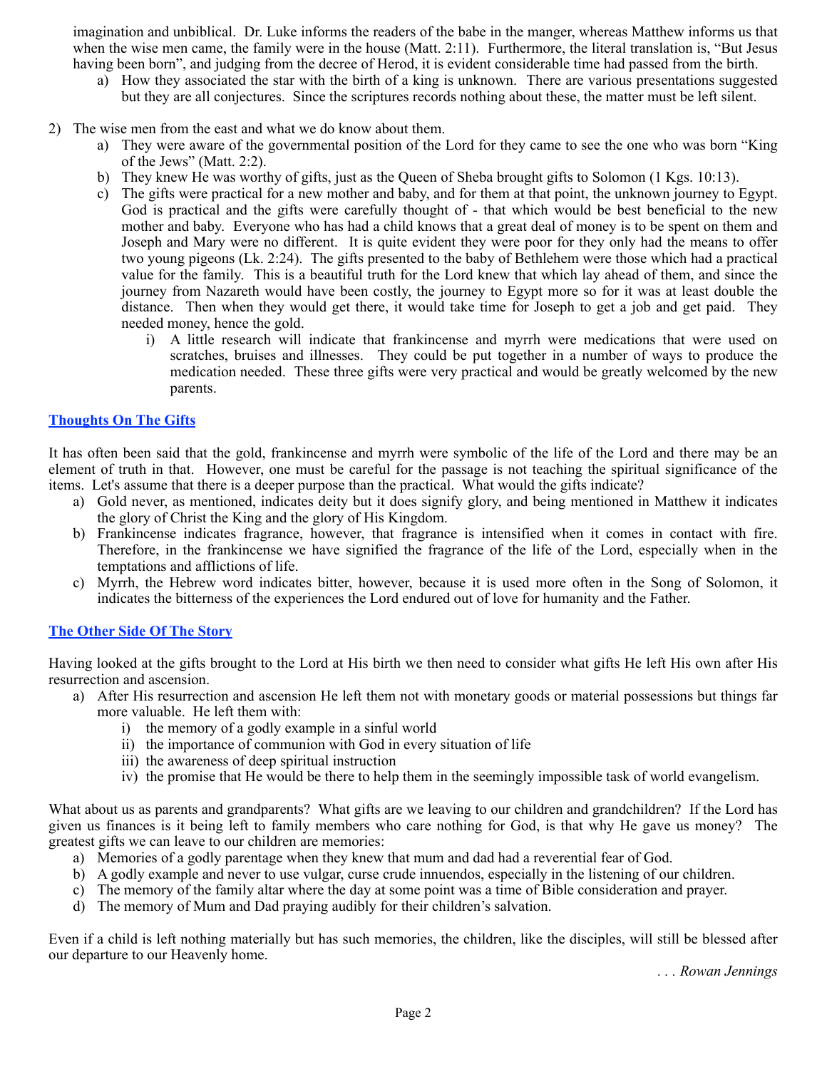imagination and unbiblical. Dr. Luke informs the readers of the babe in the manger, whereas Matthew informs us that when the wise men came, the family were in the house (Matt. 2:11). Furthermore, the literal translation is, "But Jesus having been born", and judging from the decree of Herod, it is evident considerable time had passed from the birth.

   a) How they associated the star with the birth of a king is unknown. There are various presentations suggested but they are all conjectures. Since the scriptures records nothing about these, the matter must be left silent.

2) The wise men from the east and what we do know about them.
   a) They were aware of the governmental position of the Lord for they came to see the one who was born "King of the Jews" (Matt. 2:2).
   b) They knew He was worthy of gifts, just as the Queen of Sheba brought gifts to Solomon (1 Kgs. 10:13).
   c) The gifts were practical for a new mother and baby, and for them at that point, the unknown journey to Egypt. God is practical and the gifts were carefully thought of - that which would be best beneficial to the new mother and baby. Everyone who has had a child knows that a great deal of money is to be spent on them and Joseph and Mary were no different. It is quite evident they were poor for they only had the means to offer two young pigeons (Lk. 2:24). The gifts presented to the baby of Bethlehem were those which had a practical value for the family. This is a beautiful truth for the Lord knew that which lay ahead of them, and since the journey from Nazareth would have been costly, the journey to Egypt more so for it was at least double the distance. Then when they would get there, it would take time for Joseph to get a job and get paid. They needed money, hence the gold.
      i) A little research will indicate that frankincense and myrrh were medications that were used on scratches, bruises and illnesses. They could be put together in a number of ways to produce the medication needed. These three gifts were very practical and would be greatly welcomed by the new parents.

## Thoughts On The Gifts

It has often been said that the gold, frankincense and myrrh were symbolic of the life of the Lord and there may be an element of truth in that. However, one must be careful for the passage is not teaching the spiritual significance of the items. Let's assume that there is a deeper purpose than the practical. What would the gifts indicate?

   a) Gold never, as mentioned, indicates deity but it does signify glory, and being mentioned in Matthew it indicates the glory of Christ the King and the glory of His Kingdom.
   b) Frankincense indicates fragrance, however, that fragrance is intensified when it comes in contact with fire. Therefore, in the frankincense we have signified the fragrance of the life of the Lord, especially when in the temptations and afflictions of life.
   c) Myrrh, the Hebrew word indicates bitter, however, because it is used more often in the Song of Solomon, it indicates the bitterness of the experiences the Lord endured out of love for humanity and the Father.

## The Other Side Of The Story

Having looked at the gifts brought to the Lord at His birth we then need to consider what gifts He left His own after His resurrection and ascension.

   a) After His resurrection and ascension He left them not with monetary goods or material possessions but things far more valuable. He left them with:
      i) the memory of a godly example in a sinful world
      ii) the importance of communion with God in every situation of life
      iii) the awareness of deep spiritual instruction
      iv) the promise that He would be there to help them in the seemingly impossible task of world evangelism.

What about us as parents and grandparents? What gifts are we leaving to our children and grandchildren? If the Lord has given us finances is it being left to family members who care nothing for God, is that why He gave us money? The greatest gifts we can leave to our children are memories:

   a) Memories of a godly parentage when they knew that mum and dad had a reverential fear of God.
   b) A godly example and never to use vulgar, curse crude innuendos, especially in the listening of our children.
   c) The memory of the family altar where the day at some point was a time of Bible consideration and prayer.
   d) The memory of Mum and Dad praying audibly for their children's salvation.

Even if a child is left nothing materially but has such memories, the children, like the disciples, will still be blessed after our departure to our Heavenly home.

*. . . Rowan Jennings*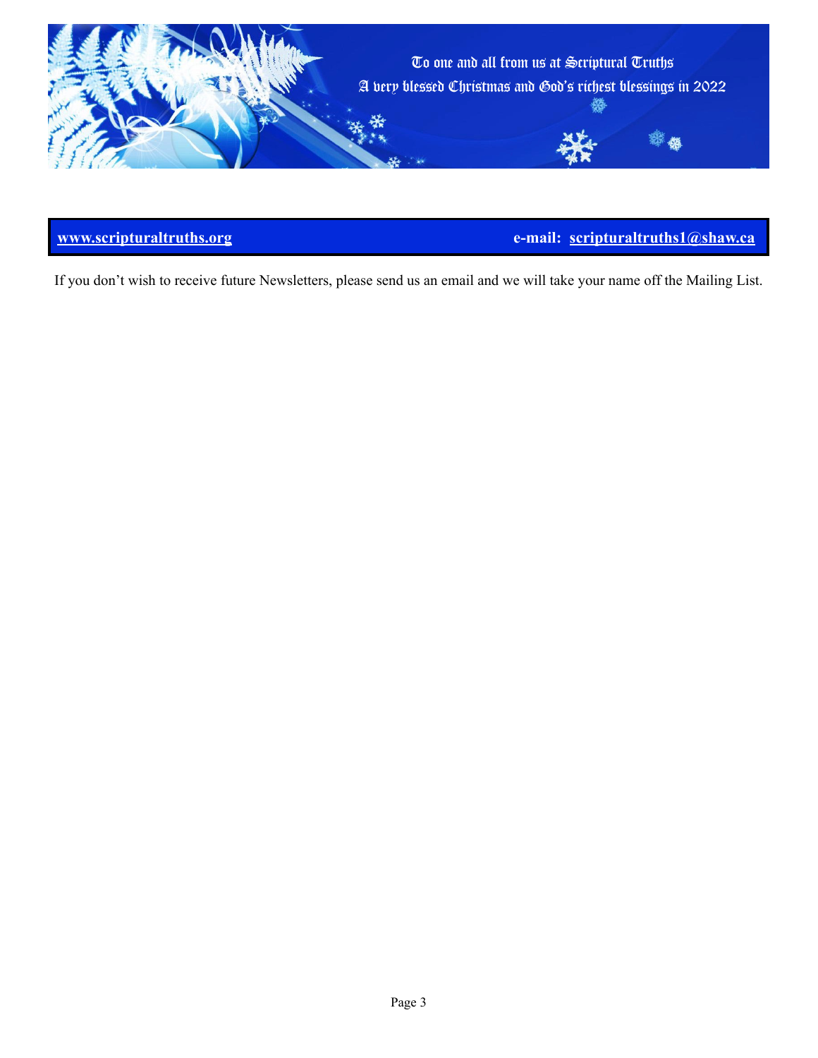To one and all from us at Scriptural Truths
A very blessed Christmas and God's richest blessings in 2022

**www.scripturaltruths.org** **e-mail: scripturaltruths1@shaw.ca**

If you don't wish to receive future Newsletters, please send us an email and we will take your name off the Mailing List.